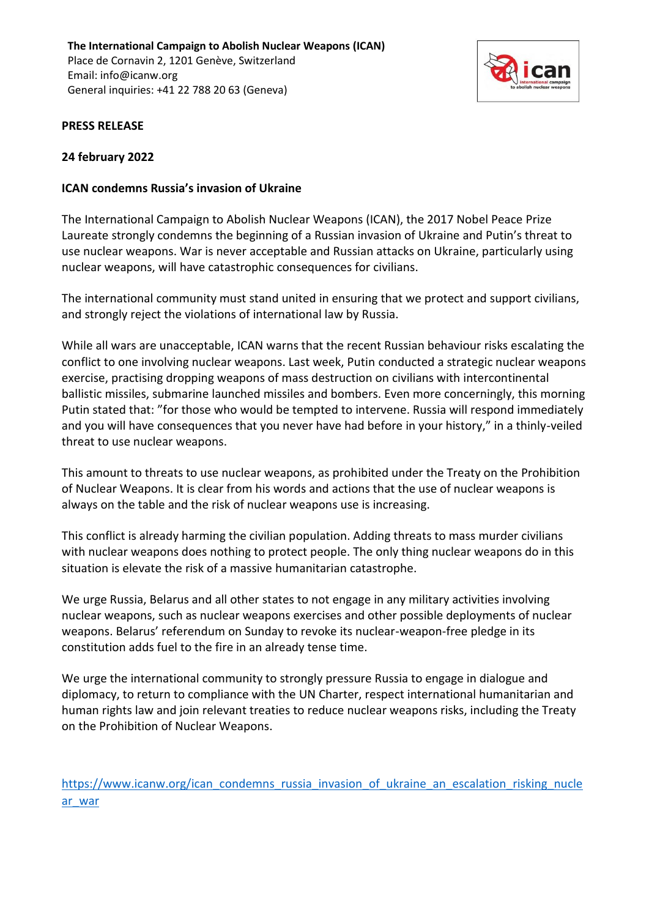**The International Campaign to Abolish Nuclear Weapons (ICAN)**
Place de Cornavin 2, 1201 Genève, Switzerland
Email: info@icanw.org
General inquiries: +41 22 788 20 63 (Geneva)

**PRESS RELEASE**

**24 february 2022**

**ICAN condemns Russia's invasion of Ukraine**

The International Campaign to Abolish Nuclear Weapons (ICAN), the 2017 Nobel Peace Prize Laureate strongly condemns the beginning of a Russian invasion of Ukraine and Putin's threat to use nuclear weapons. War is never acceptable and Russian attacks on Ukraine, particularly using nuclear weapons, will have catastrophic consequences for civilians.

The international community must stand united in ensuring that we protect and support civilians, and strongly reject the violations of international law by Russia.

While all wars are unacceptable, ICAN warns that the recent Russian behaviour risks escalating the conflict to one involving nuclear weapons. Last week, Putin conducted a strategic nuclear weapons exercise, practising dropping weapons of mass destruction on civilians with intercontinental ballistic missiles, submarine launched missiles and bombers. Even more concerningly, this morning Putin stated that: "for those who would be tempted to intervene. Russia will respond immediately and you will have consequences that you never have had before in your history," in a thinly-veiled threat to use nuclear weapons.

This amount to threats to use nuclear weapons, as prohibited under the Treaty on the Prohibition of Nuclear Weapons. It is clear from his words and actions that the use of nuclear weapons is always on the table and the risk of nuclear weapons use is increasing.

This conflict is already harming the civilian population. Adding threats to mass murder civilians with nuclear weapons does nothing to protect people. The only thing nuclear weapons do in this situation is elevate the risk of a massive humanitarian catastrophe.

We urge Russia, Belarus and all other states to not engage in any military activities involving nuclear weapons, such as nuclear weapons exercises and other possible deployments of nuclear weapons. Belarus' referendum on Sunday to revoke its nuclear-weapon-free pledge in its constitution adds fuel to the fire in an already tense time.

We urge the international community to strongly pressure Russia to engage in dialogue and diplomacy, to return to compliance with the UN Charter, respect international humanitarian and human rights law and join relevant treaties to reduce nuclear weapons risks, including the Treaty on the Prohibition of Nuclear Weapons.

https://www.icanw.org/ican_condemns_russia_invasion_of_ukraine_an_escalation_risking_nuclear_war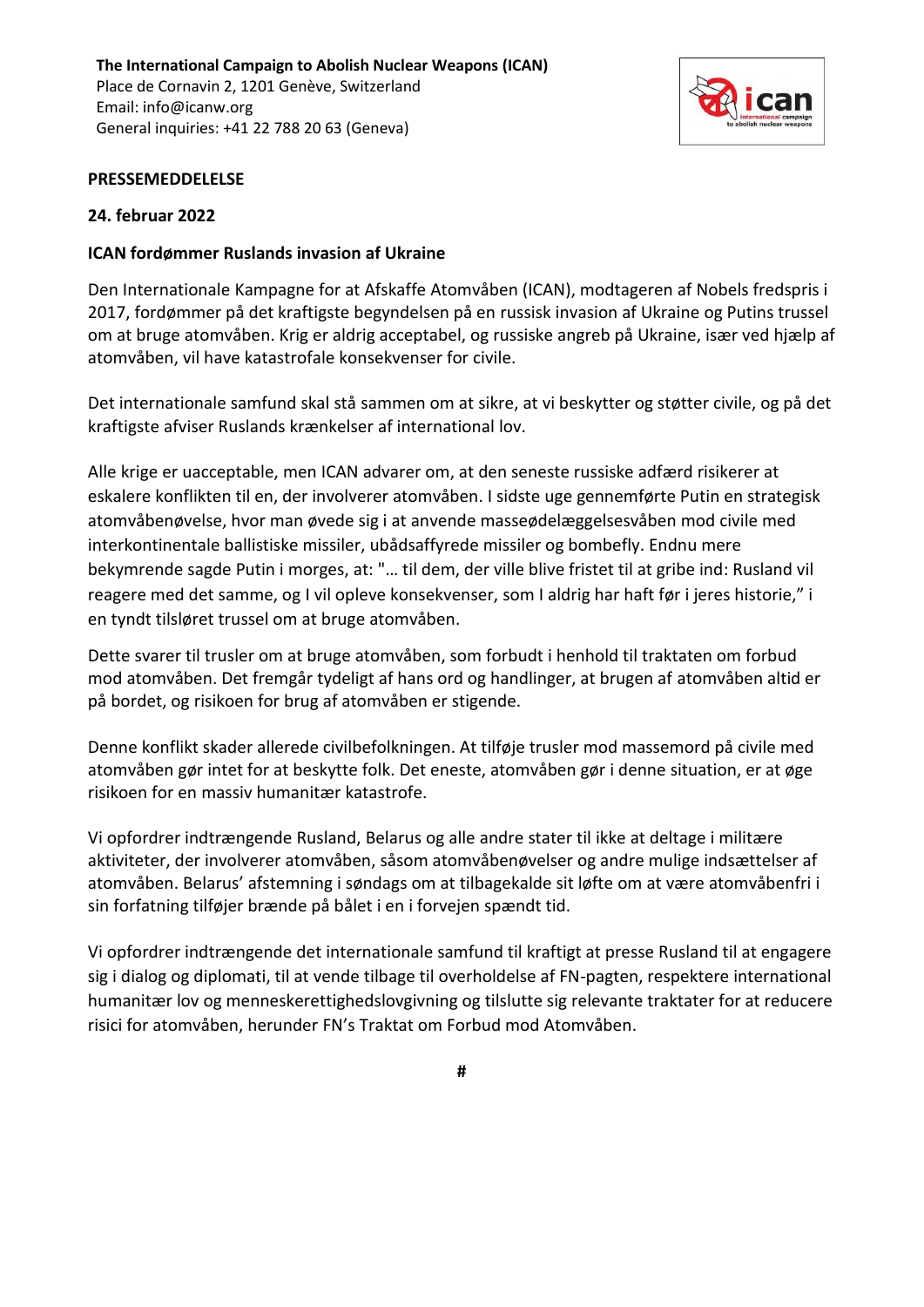**The International Campaign to Abolish Nuclear Weapons (ICAN)**
Place de Cornavin 2, 1201 Genève, Switzerland
Email: info@icanw.org
General inquiries: +41 22 788 20 63 (Geneva)

**PRESSEMEDDELELSE**

**24. februar 2022**

**ICAN fordømmer Ruslands invasion af Ukraine**

Den Internationale Kampagne for at Afskaffe Atomvåben (ICAN), modtageren af Nobels fredspris i 2017, fordømmer på det kraftigste begyndelsen på en russisk invasion af Ukraine og Putins trussel om at bruge atomvåben. Krig er aldrig acceptabel, og russiske angreb på Ukraine, især ved hjælp af atomvåben, vil have katastrofale konsekvenser for civile.

Det internationale samfund skal stå sammen om at sikre, at vi beskytter og støtter civile, og på det kraftigste afviser Ruslands krænkelser af international lov.

Alle krige er uacceptable, men ICAN advarer om, at den seneste russiske adfærd risikerer at eskalere konflikten til en, der involverer atomvåben. I sidste uge gennemførte Putin en strategisk atomvåbenøvelse, hvor man øvede sig i at anvende masseødelæggelsesvåben mod civile med interkontinentale ballistiske missiler, ubådsaffyrede missiler og bombefly. Endnu mere bekymrende sagde Putin i morges, at: "… til dem, der ville blive fristet til at gribe ind: Rusland vil reagere med det samme, og I vil opleve konsekvenser, som I aldrig har haft før i jeres historie," i en tyndt tilsløret trussel om at bruge atomvåben.

Dette svarer til trusler om at bruge atomvåben, som forbudt i henhold til traktaten om forbud mod atomvåben. Det fremgår tydeligt af hans ord og handlinger, at brugen af atomvåben altid er på bordet, og risikoen for brug af atomvåben er stigende.

Denne konflikt skader allerede civilbefolkningen. At tilføje trusler mod massemord på civile med atomvåben gør intet for at beskytte folk. Det eneste, atomvåben gør i denne situation, er at øge risikoen for en massiv humanitær katastrofe.

Vi opfordrer indtrængende Rusland, Belarus og alle andre stater til ikke at deltage i militære aktiviteter, der involverer atomvåben, såsom atomvåbenøvelser og andre mulige indsættelser af atomvåben. Belarus' afstemning i søndags om at tilbagekalde sit løfte om at være atomvåbenfri i sin forfatning tilføjer brænde på bålet i en i forvejen spændt tid.

Vi opfordrer indtrængende det internationale samfund til kraftigt at presse Rusland til at engagere sig i dialog og diplomati, til at vende tilbage til overholdelse af FN-pagten, respektere international humanitær lov og menneskerettighedslovgivning og tilslutte sig relevante traktater for at reducere risici for atomvåben, herunder FN's Traktat om Forbud mod Atomvåben.

#